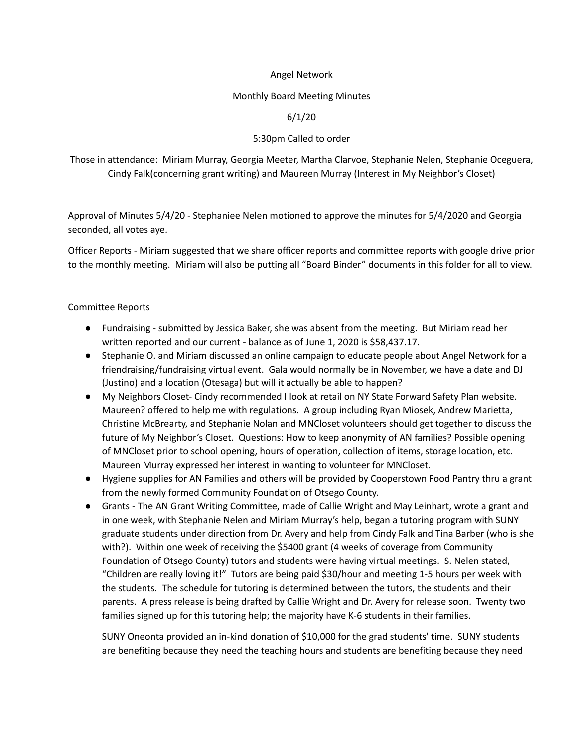Angel Network

Monthly Board Meeting Minutes

6/1/20

5:30pm Called to order

Those in attendance: Miriam Murray, Georgia Meeter, Martha Clarvoe, Stephanie Nelen, Stephanie Oceguera, Cindy Falk(concerning grant writing) and Maureen Murray (Interest in My Neighbor's Closet)

Approval of Minutes 5/4/20 - Stephaniee Nelen motioned to approve the minutes for 5/4/2020 and Georgia seconded, all votes aye.

Officer Reports - Miriam suggested that we share officer reports and committee reports with google drive prior to the monthly meeting. Miriam will also be putting all "Board Binder" documents in this folder for all to view.

Committee Reports

- Fundraising - submitted by Jessica Baker, she was absent from the meeting. But Miriam read her written reported and our current - balance as of June 1, 2020 is $58,437.17.
- Stephanie O. and Miriam discussed an online campaign to educate people about Angel Network for a friendraising/fundraising virtual event. Gala would normally be in November, we have a date and DJ (Justino) and a location (Otesaga) but will it actually be able to happen?
- My Neighbors Closet- Cindy recommended I look at retail on NY State Forward Safety Plan website. Maureen? offered to help me with regulations. A group including Ryan Miosek, Andrew Marietta, Christine McBrearty, and Stephanie Nolan and MNCloset volunteers should get together to discuss the future of My Neighbor's Closet. Questions: How to keep anonymity of AN families? Possible opening of MNCloset prior to school opening, hours of operation, collection of items, storage location, etc. Maureen Murray expressed her interest in wanting to volunteer for MNCloset.
- Hygiene supplies for AN Families and others will be provided by Cooperstown Food Pantry thru a grant from the newly formed Community Foundation of Otsego County.
- Grants - The AN Grant Writing Committee, made of Callie Wright and May Leinhart, wrote a grant and in one week, with Stephanie Nelen and Miriam Murray's help, began a tutoring program with SUNY graduate students under direction from Dr. Avery and help from Cindy Falk and Tina Barber (who is she with?). Within one week of receiving the $5400 grant (4 weeks of coverage from Community Foundation of Otsego County) tutors and students were having virtual meetings. S. Nelen stated, "Children are really loving it!" Tutors are being paid $30/hour and meeting 1-5 hours per week with the students. The schedule for tutoring is determined between the tutors, the students and their parents. A press release is being drafted by Callie Wright and Dr. Avery for release soon. Twenty two families signed up for this tutoring help; the majority have K-6 students in their families.

  SUNY Oneonta provided an in-kind donation of $10,000 for the grad students' time. SUNY students are benefiting because they need the teaching hours and students are benefiting because they need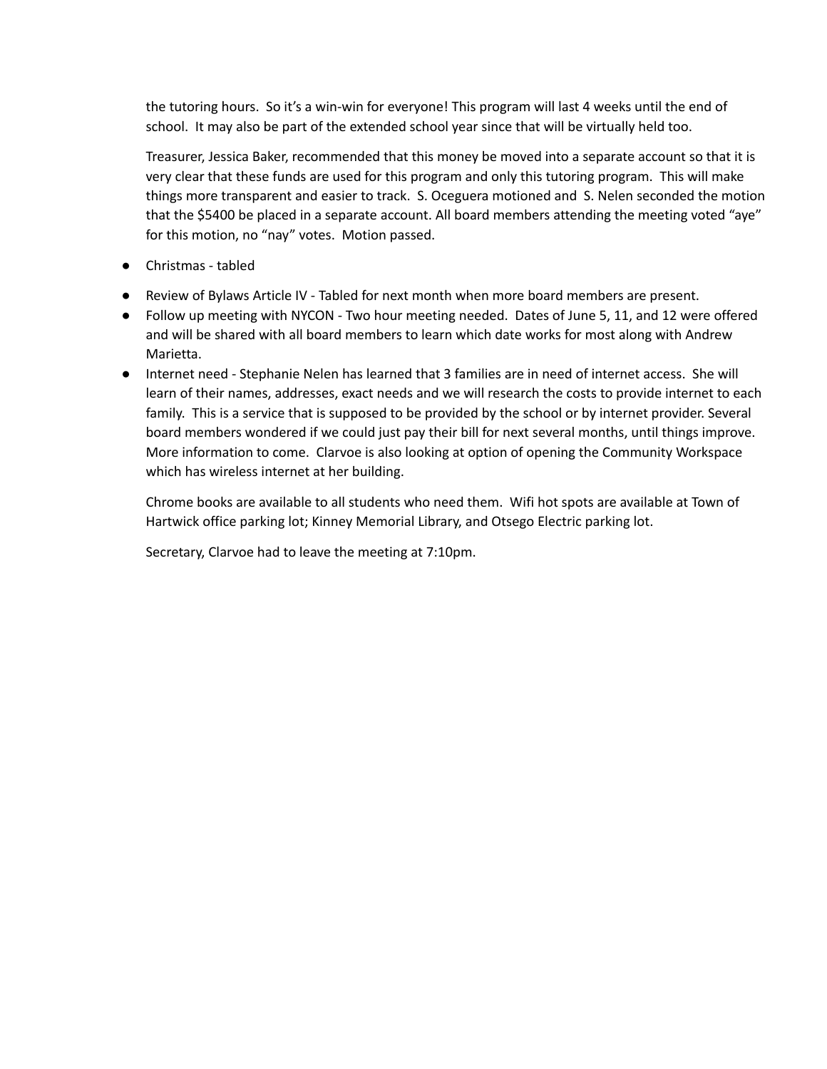the tutoring hours.  So it's a win-win for everyone! This program will last 4 weeks until the end of school.  It may also be part of the extended school year since that will be virtually held too.

Treasurer, Jessica Baker, recommended that this money be moved into a separate account so that it is very clear that these funds are used for this program and only this tutoring program.  This will make things more transparent and easier to track.  S. Oceguera motioned and  S. Nelen seconded the motion that the $5400 be placed in a separate account. All board members attending the meeting voted "aye" for this motion, no "nay" votes.  Motion passed.

- Christmas - tabled
- Review of Bylaws Article IV - Tabled for next month when more board members are present.
- Follow up meeting with NYCON - Two hour meeting needed.  Dates of June 5, 11, and 12 were offered and will be shared with all board members to learn which date works for most along with Andrew Marietta.
- Internet need - Stephanie Nelen has learned that 3 families are in need of internet access.  She will learn of their names, addresses, exact needs and we will research the costs to provide internet to each family.  This is a service that is supposed to be provided by the school or by internet provider. Several board members wondered if we could just pay their bill for next several months, until things improve. More information to come.  Clarvoe is also looking at option of opening the Community Workspace which has wireless internet at her building.

Chrome books are available to all students who need them.  Wifi hot spots are available at Town of Hartwick office parking lot; Kinney Memorial Library, and Otsego Electric parking lot.

Secretary, Clarvoe had to leave the meeting at 7:10pm.